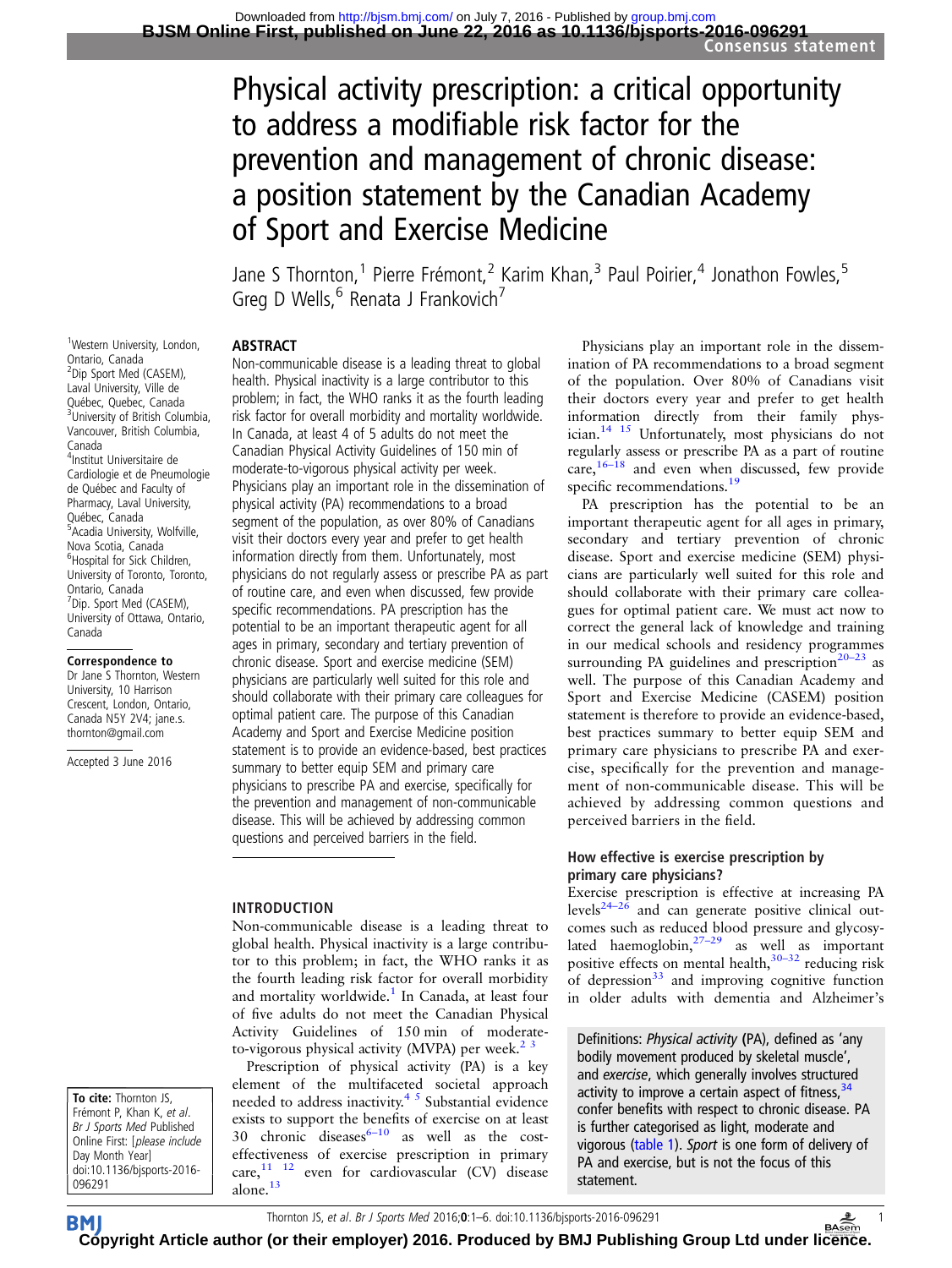# Physical activity prescription: a critical opportunity to address a modifiable risk factor for the prevention and management of chronic disease: a position statement by the Canadian Academy of Sport and Exercise Medicine

Jane S Thornton,[1] Pierre Frémont,[2] Karim Khan,[3] Paul Poirier,[4] Jonathon Fowles,[5] Greg D Wells,[6] Renata J Frankovich[7]

[1]Western University, London, Ontario, Canada
[2]Dip Sport Med (CASEM), Laval University, Ville de Québec, Quebec, Canada
[3]University of British Columbia, Vancouver, British Columbia, Canada
[4]Institut Universitaire de Cardiologie et de Pneumologie de Québec and Faculty of Pharmacy, Laval University, Québec, Canada
[5]Acadia University, Wolfville, Nova Scotia, Canada
[6]Hospital for Sick Children, University of Toronto, Toronto, Ontario, Canada
[7]Dip. Sport Med (CASEM), University of Ottawa, Ontario, Canada

**Correspondence to**
Dr Jane S Thornton, Western University, 10 Harrison Crescent, London, Ontario, Canada N5Y 2V4; jane.s.thornton@gmail.com

Accepted 3 June 2016

**To cite:** Thornton JS, Frémont P, Khan K, *et al*. *Br J Sports Med* Published Online First: [*please include* Day Month Year] doi:10.1136/bjsports-2016-096291

## ABSTRACT

Non-communicable disease is a leading threat to global health. Physical inactivity is a large contributor to this problem; in fact, the WHO ranks it as the fourth leading risk factor for overall morbidity and mortality worldwide. In Canada, at least 4 of 5 adults do not meet the Canadian Physical Activity Guidelines of 150 min of moderate-to-vigorous physical activity per week. Physicians play an important role in the dissemination of physical activity (PA) recommendations to a broad segment of the population, as over 80% of Canadians visit their doctors every year and prefer to get health information directly from them. Unfortunately, most physicians do not regularly assess or prescribe PA as part of routine care, and even when discussed, few provide specific recommendations. PA prescription has the potential to be an important therapeutic agent for all ages in primary, secondary and tertiary prevention of chronic disease. Sport and exercise medicine (SEM) physicians are particularly well suited for this role and should collaborate with their primary care colleagues for optimal patient care. The purpose of this Canadian Academy and Sport and Exercise Medicine position statement is to provide an evidence-based, best practices summary to better equip SEM and primary care physicians to prescribe PA and exercise, specifically for the prevention and management of non-communicable disease. This will be achieved by addressing common questions and perceived barriers in the field.

## INTRODUCTION

Non-communicable disease is a leading threat to global health. Physical inactivity is a large contributor to this problem; in fact, the WHO ranks it as the fourth leading risk factor for overall morbidity and mortality worldwide.[1] In Canada, at least four of five adults do not meet the Canadian Physical Activity Guidelines of 150 min of moderate-to-vigorous physical activity (MVPA) per week.[2 3]

Prescription of physical activity (PA) is a key element of the multifaceted societal approach needed to address inactivity.[4 5] Substantial evidence exists to support the benefits of exercise on at least 30 chronic diseases[6–10] as well as the cost-effectiveness of exercise prescription in primary care,[11 12] even for cardiovascular (CV) disease alone.[13]

Physicians play an important role in the dissemination of PA recommendations to a broad segment of the population. Over 80% of Canadians visit their doctors every year and prefer to get health information directly from their family physician.[14 15] Unfortunately, most physicians do not regularly assess or prescribe PA as a part of routine care,[16–18] and even when discussed, few provide specific recommendations.[19]

PA prescription has the potential to be an important therapeutic agent for all ages in primary, secondary and tertiary prevention of chronic disease. Sport and exercise medicine (SEM) physicians are particularly well suited for this role and should collaborate with their primary care colleagues for optimal patient care. We must act now to correct the general lack of knowledge and training in our medical schools and residency programmes surrounding PA guidelines and prescription[20–23] as well. The purpose of this Canadian Academy and Sport and Exercise Medicine (CASEM) position statement is therefore to provide an evidence-based, best practices summary to better equip SEM and primary care physicians to prescribe PA and exercise, specifically for the prevention and management of non-communicable disease. This will be achieved by addressing common questions and perceived barriers in the field.

### How effective is exercise prescription by primary care physicians?

Exercise prescription is effective at increasing PA levels[24–26] and can generate positive clinical outcomes such as reduced blood pressure and glycosylated haemoglobin,[27–29] as well as important positive effects on mental health,[30–32] reducing risk of depression[33] and improving cognitive function in older adults with dementia and Alzheimer's

Definitions: *Physical activity* (PA), defined as 'any bodily movement produced by skeletal muscle', and *exercise*, which generally involves structured activity to improve a certain aspect of fitness,[34] confer benefits with respect to chronic disease. PA is further categorised as light, moderate and vigorous (table 1). *Sport* is one form of delivery of PA and exercise, but is not the focus of this statement.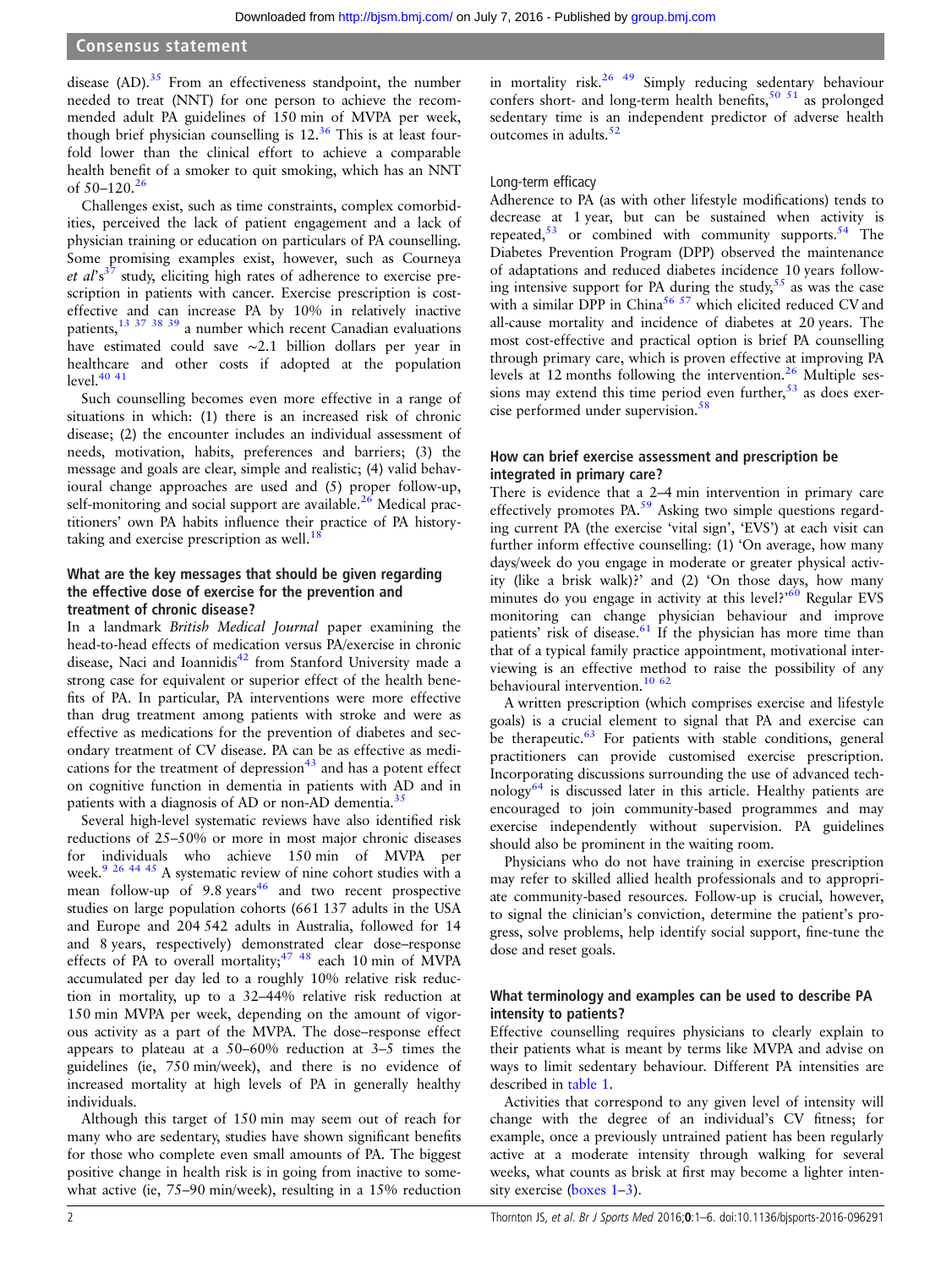disease (AD).[35] From an effectiveness standpoint, the number needed to treat (NNT) for one person to achieve the recommended adult PA guidelines of 150 min of MVPA per week, though brief physician counselling is 12.[36] This is at least fourfold lower than the clinical effort to achieve a comparable health benefit of a smoker to quit smoking, which has an NNT of 50–120.[26]

Challenges exist, such as time constraints, complex comorbidities, perceived the lack of patient engagement and a lack of physician training or education on particulars of PA counselling. Some promising examples exist, however, such as Courneya *et al*'s[37] study, eliciting high rates of adherence to exercise prescription in patients with cancer. Exercise prescription is cost-effective and can increase PA by 10% in relatively inactive patients,[13 37 38 39] a number which recent Canadian evaluations have estimated could save ~2.1 billion dollars per year in healthcare and other costs if adopted at the population level.[40 41]

Such counselling becomes even more effective in a range of situations in which: (1) there is an increased risk of chronic disease; (2) the encounter includes an individual assessment of needs, motivation, habits, preferences and barriers; (3) the message and goals are clear, simple and realistic; (4) valid behavioural change approaches are used and (5) proper follow-up, self-monitoring and social support are available.[26] Medical practitioners' own PA habits influence their practice of PA history-taking and exercise prescription as well.[18]

### What are the key messages that should be given regarding the effective dose of exercise for the prevention and treatment of chronic disease?

In a landmark *British Medical Journal* paper examining the head-to-head effects of medication versus PA/exercise in chronic disease, Naci and Ioannidis[42] from Stanford University made a strong case for equivalent or superior effect of the health benefits of PA. In particular, PA interventions were more effective than drug treatment among patients with stroke and were as effective as medications for the prevention of diabetes and secondary treatment of CV disease. PA can be as effective as medications for the treatment of depression[43] and has a potent effect on cognitive function in dementia in patients with AD and in patients with a diagnosis of AD or non-AD dementia.[35]

Several high-level systematic reviews have also identified risk reductions of 25–50% or more in most major chronic diseases for individuals who achieve 150 min of MVPA per week.[9 26 44 45] A systematic review of nine cohort studies with a mean follow-up of 9.8 years[46] and two recent prospective studies on large population cohorts (661 137 adults in the USA and Europe and 204 542 adults in Australia, followed for 14 and 8 years, respectively) demonstrated clear dose–response effects of PA to overall mortality;[47 48] each 10 min of MVPA accumulated per day led to a roughly 10% relative risk reduction in mortality, up to a 32–44% relative risk reduction at 150 min MVPA per week, depending on the amount of vigorous activity as a part of the MVPA. The dose–response effect appears to plateau at a 50–60% reduction at 3–5 times the guidelines (ie, 750 min/week), and there is no evidence of increased mortality at high levels of PA in generally healthy individuals.

Although this target of 150 min may seem out of reach for many who are sedentary, studies have shown significant benefits for those who complete even small amounts of PA. The biggest positive change in health risk is in going from inactive to somewhat active (ie, 75–90 min/week), resulting in a 15% reduction in mortality risk.[26 49] Simply reducing sedentary behaviour confers short- and long-term health benefits,[50 51] as prolonged sedentary time is an independent predictor of adverse health outcomes in adults.[52]

#### Long-term efficacy

Adherence to PA (as with other lifestyle modifications) tends to decrease at 1 year, but can be sustained when activity is repeated,[53] or combined with community supports.[54] The Diabetes Prevention Program (DPP) observed the maintenance of adaptations and reduced diabetes incidence 10 years following intensive support for PA during the study,[55] as was the case with a similar DPP in China[56 57] which elicited reduced CV and all-cause mortality and incidence of diabetes at 20 years. The most cost-effective and practical option is brief PA counselling through primary care, which is proven effective at improving PA levels at 12 months following the intervention.[26] Multiple sessions may extend this time period even further,[53] as does exercise performed under supervision.[58]

### How can brief exercise assessment and prescription be integrated in primary care?

There is evidence that a 2–4 min intervention in primary care effectively promotes PA.[59] Asking two simple questions regarding current PA (the exercise 'vital sign', 'EVS') at each visit can further inform effective counselling: (1) 'On average, how many days/week do you engage in moderate or greater physical activity (like a brisk walk)?' and (2) 'On those days, how many minutes do you engage in activity at this level?'[60] Regular EVS monitoring can change physician behaviour and improve patients' risk of disease.[61] If the physician has more time than that of a typical family practice appointment, motivational interviewing is an effective method to raise the possibility of any behavioural intervention.[10 62]

A written prescription (which comprises exercise and lifestyle goals) is a crucial element to signal that PA and exercise can be therapeutic.[63] For patients with stable conditions, general practitioners can provide customised exercise prescription. Incorporating discussions surrounding the use of advanced technology[64] is discussed later in this article. Healthy patients are encouraged to join community-based programmes and may exercise independently without supervision. PA guidelines should also be prominent in the waiting room.

Physicians who do not have training in exercise prescription may refer to skilled allied health professionals and to appropriate community-based resources. Follow-up is crucial, however, to signal the clinician's conviction, determine the patient's progress, solve problems, help identify social support, fine-tune the dose and reset goals.

### What terminology and examples can be used to describe PA intensity to patients?

Effective counselling requires physicians to clearly explain to their patients what is meant by terms like MVPA and advise on ways to limit sedentary behaviour. Different PA intensities are described in table 1.

Activities that correspond to any given level of intensity will change with the degree of an individual's CV fitness; for example, once a previously untrained patient has been regularly active at a moderate intensity through walking for several weeks, what counts as brisk at first may become a lighter intensity exercise (boxes 1–3).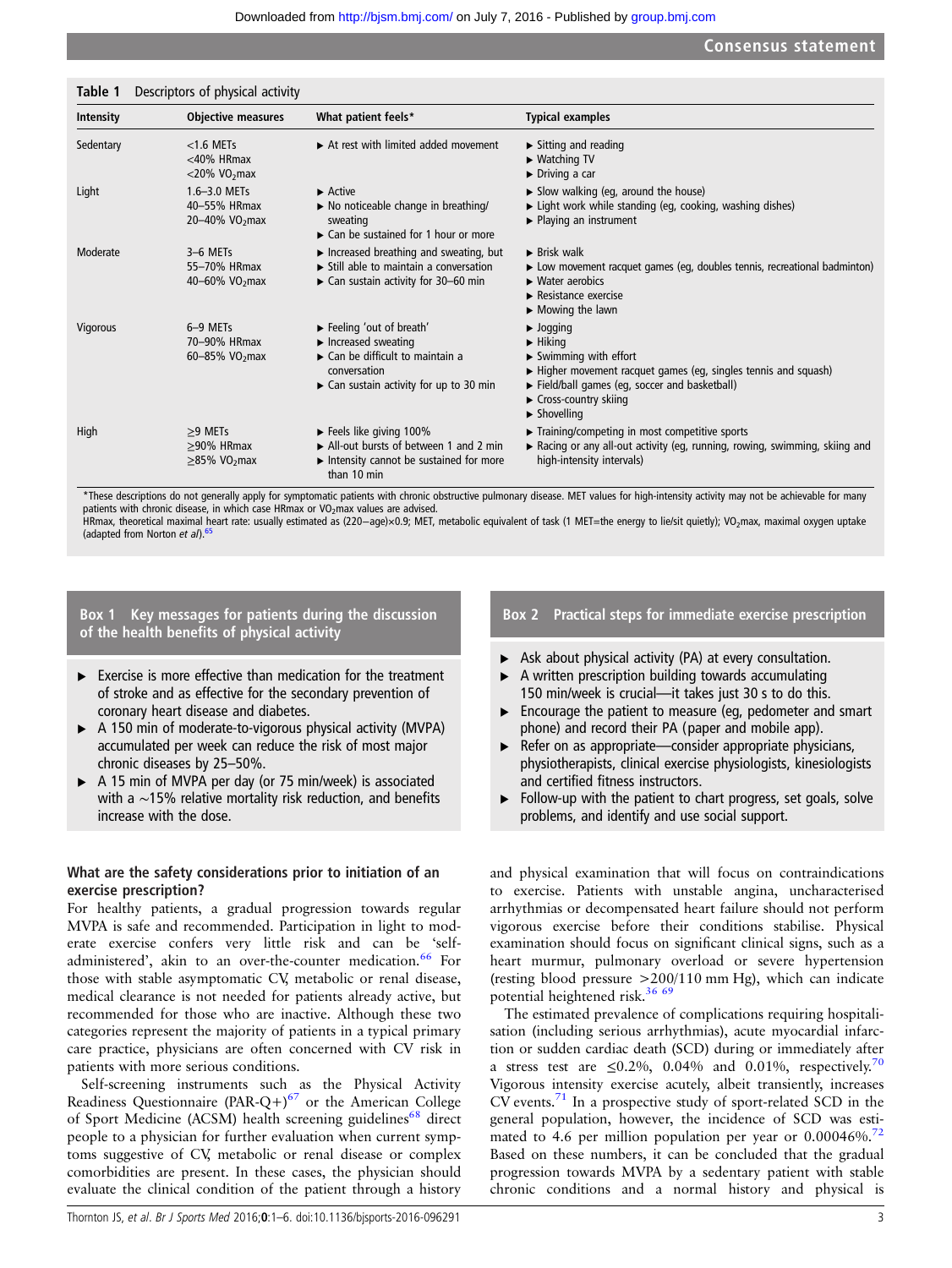**Table 1** Descriptors of physical activity

| Intensity | Objective measures | What patient feels* | Typical examples |
|---|---|---|---|
| Sedentary | <1.6 METs<br><40% HRmax<br><20% $VO_2$max | ▸ At rest with limited added movement | ▸ Sitting and reading<br>▸ Watching TV<br>▸ Driving a car |
| Light | 1.6–3.0 METs<br>40–55% HRmax<br>20–40% $VO_2$max | ▸ Active<br>▸ No noticeable change in breathing/sweating<br>▸ Can be sustained for 1 hour or more | ▸ Slow walking (eg, around the house)<br>▸ Light work while standing (eg, cooking, washing dishes)<br>▸ Playing an instrument |
| Moderate | 3–6 METs<br>55–70% HRmax<br>40–60% $VO_2$max | ▸ Increased breathing and sweating, but<br>▸ Still able to maintain a conversation<br>▸ Can sustain activity for 30–60 min | ▸ Brisk walk<br>▸ Low movement racquet games (eg, doubles tennis, recreational badminton)<br>▸ Water aerobics<br>▸ Resistance exercise<br>▸ Mowing the lawn |
| Vigorous | 6–9 METs<br>70–90% HRmax<br>60–85% $VO_2$max | ▸ Feeling 'out of breath'<br>▸ Increased sweating<br>▸ Can be difficult to maintain a conversation<br>▸ Can sustain activity for up to 30 min | ▸ Jogging<br>▸ Hiking<br>▸ Swimming with effort<br>▸ Higher movement racquet games (eg, singles tennis and squash)<br>▸ Field/ball games (eg, soccer and basketball)<br>▸ Cross-country skiing<br>▸ Shovelling |
| High | ≥9 METs<br>≥90% HRmax<br>≥85% $VO_2$max | ▸ Feels like giving 100%<br>▸ All-out bursts of between 1 and 2 min<br>▸ Intensity cannot be sustained for more than 10 min | ▸ Training/competing in most competitive sports<br>▸ Racing or any all-out activity (eg, running, rowing, swimming, skiing and high-intensity intervals) |

*These descriptions do not generally apply for symptomatic patients with chronic obstructive pulmonary disease. MET values for high-intensity activity may not be achievable for many patients with chronic disease, in which case HRmax or $VO_2$max values are advised.
HRmax, theoretical maximal heart rate: usually estimated as (220−age)×0.9; MET, metabolic equivalent of task (1 MET=the energy to lie/sit quietly); $VO_2$max, maximal oxygen uptake (adapted from Norton *et al*).[65]

> **Box 1 Key messages for patients during the discussion of the health benefits of physical activity**
>
> - Exercise is more effective than medication for the treatment of stroke and as effective for the secondary prevention of coronary heart disease and diabetes.
> - A 150 min of moderate-to-vigorous physical activity (MVPA) accumulated per week can reduce the risk of most major chronic diseases by 25–50%.
> - A 15 min of MVPA per day (or 75 min/week) is associated with a ∼15% relative mortality risk reduction, and benefits increase with the dose.

> **Box 2 Practical steps for immediate exercise prescription**
>
> - Ask about physical activity (PA) at every consultation.
> - A written prescription building towards accumulating 150 min/week is crucial—it takes just 30 s to do this.
> - Encourage the patient to measure (eg, pedometer and smart phone) and record their PA (paper and mobile app).
> - Refer on as appropriate—consider appropriate physicians, physiotherapists, clinical exercise physiologists, kinesiologists and certified fitness instructors.
> - Follow-up with the patient to chart progress, set goals, solve problems, and identify and use social support.

### What are the safety considerations prior to initiation of an exercise prescription?

For healthy patients, a gradual progression towards regular MVPA is safe and recommended. Participation in light to moderate exercise confers very little risk and can be 'self-administered', akin to an over-the-counter medication.[66] For those with stable asymptomatic CV, metabolic or renal disease, medical clearance is not needed for patients already active, but recommended for those who are inactive. Although these two categories represent the majority of patients in a typical primary care practice, physicians are often concerned with CV risk in patients with more serious conditions.

Self-screening instruments such as the Physical Activity Readiness Questionnaire (PAR-Q+)[67] or the American College of Sport Medicine (ACSM) health screening guidelines[68] direct people to a physician for further evaluation when current symptoms suggestive of CV, metabolic or renal disease or complex comorbidities are present. In these cases, the physician should evaluate the clinical condition of the patient through a history and physical examination that will focus on contraindications to exercise. Patients with unstable angina, uncharacterised arrhythmias or decompensated heart failure should not perform vigorous exercise before their conditions stabilise. Physical examination should focus on significant clinical signs, such as a heart murmur, pulmonary overload or severe hypertension (resting blood pressure >200/110 mm Hg), which can indicate potential heightened risk.[36,69]

The estimated prevalence of complications requiring hospitalisation (including serious arrhythmias), acute myocardial infarction or sudden cardiac death (SCD) during or immediately after a stress test are ≤0.2%, 0.04% and 0.01%, respectively.[70] Vigorous intensity exercise acutely, albeit transiently, increases CV events.[71] In a prospective study of sport-related SCD in the general population, however, the incidence of SCD was estimated to 4.6 per million population per year or 0.00046%.[72] Based on these numbers, it can be concluded that the gradual progression towards MVPA by a sedentary patient with stable chronic conditions and a normal history and physical is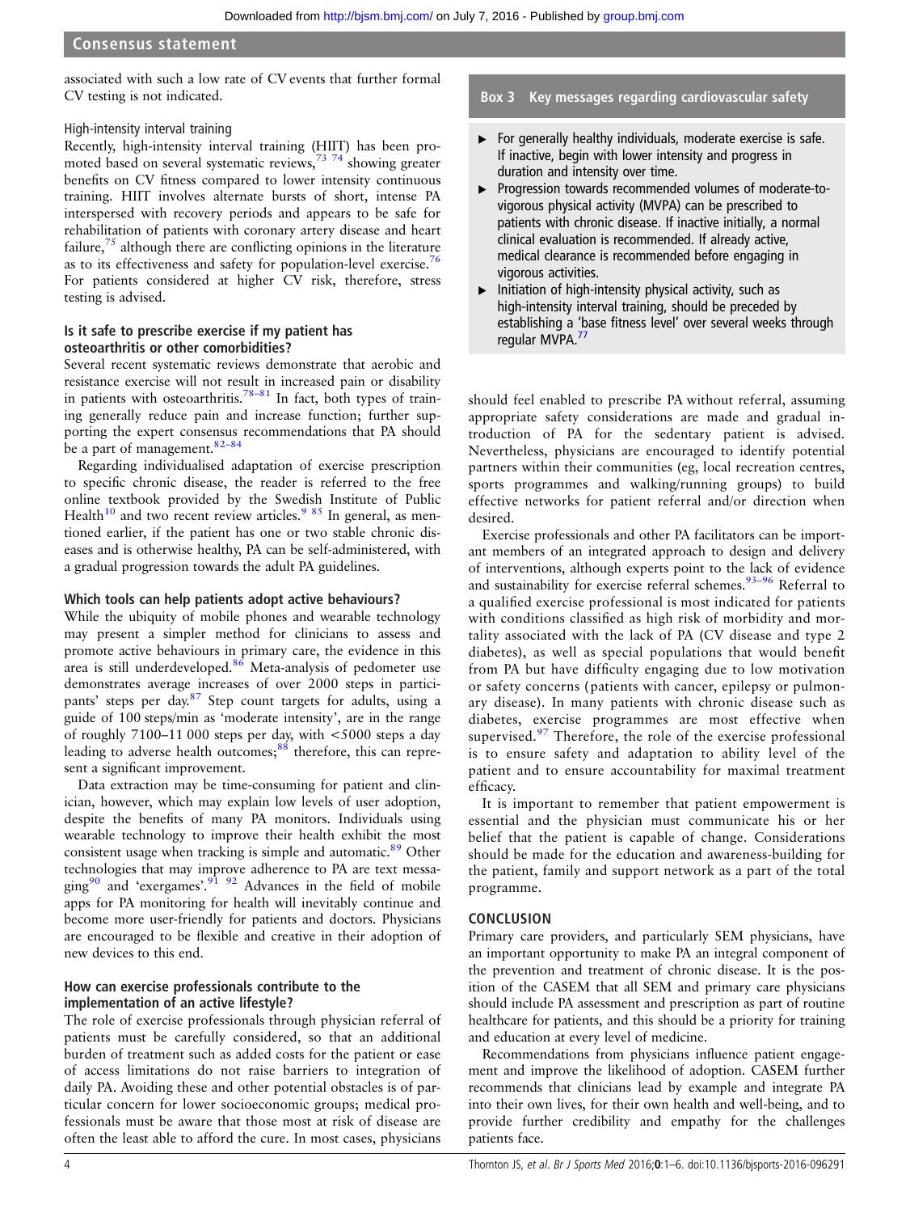associated with such a low rate of CV events that further formal CV testing is not indicated.

#### High-intensity interval training

Recently, high-intensity interval training (HIIT) has been promoted based on several systematic reviews,[73 74] showing greater benefits on CV fitness compared to lower intensity continuous training. HIIT involves alternate bursts of short, intense PA interspersed with recovery periods and appears to be safe for rehabilitation of patients with coronary artery disease and heart failure,[75] although there are conflicting opinions in the literature as to its effectiveness and safety for population-level exercise.[76] For patients considered at higher CV risk, therefore, stress testing is advised.

### Is it safe to prescribe exercise if my patient has osteoarthritis or other comorbidities?

Several recent systematic reviews demonstrate that aerobic and resistance exercise will not result in increased pain or disability in patients with osteoarthritis.[78–81] In fact, both types of training generally reduce pain and increase function; further supporting the expert consensus recommendations that PA should be a part of management.[82–84]

Regarding individualised adaptation of exercise prescription to specific chronic disease, the reader is referred to the free online textbook provided by the Swedish Institute of Public Health[10] and two recent review articles.[9 85] In general, as mentioned earlier, if the patient has one or two stable chronic diseases and is otherwise healthy, PA can be self-administered, with a gradual progression towards the adult PA guidelines.

### Which tools can help patients adopt active behaviours?

While the ubiquity of mobile phones and wearable technology may present a simpler method for clinicians to assess and promote active behaviours in primary care, the evidence in this area is still underdeveloped.[86] Meta-analysis of pedometer use demonstrates average increases of over 2000 steps in participants' steps per day.[87] Step count targets for adults, using a guide of 100 steps/min as 'moderate intensity', are in the range of roughly 7100–11 000 steps per day, with <5000 steps a day leading to adverse health outcomes;[88] therefore, this can represent a significant improvement.

Data extraction may be time-consuming for patient and clinician, however, which may explain low levels of user adoption, despite the benefits of many PA monitors. Individuals using wearable technology to improve their health exhibit the most consistent usage when tracking is simple and automatic.[89] Other technologies that may improve adherence to PA are text messaging[90] and 'exergames'.[91 92] Advances in the field of mobile apps for PA monitoring for health will inevitably continue and become more user-friendly for patients and doctors. Physicians are encouraged to be flexible and creative in their adoption of new devices to this end.

### How can exercise professionals contribute to the implementation of an active lifestyle?

The role of exercise professionals through physician referral of patients must be carefully considered, so that an additional burden of treatment such as added costs for the patient or ease of access limitations do not raise barriers to integration of daily PA. Avoiding these and other potential obstacles is of particular concern for lower socioeconomic groups; medical professionals must be aware that those most at risk of disease are often the least able to afford the cure. In most cases, physicians should feel enabled to prescribe PA without referral, assuming appropriate safety considerations are made and gradual introduction of PA for the sedentary patient is advised. Nevertheless, physicians are encouraged to identify potential partners within their communities (eg, local recreation centres, sports programmes and walking/running groups) to build effective networks for patient referral and/or direction when desired.

Exercise professionals and other PA facilitators can be important members of an integrated approach to design and delivery of interventions, although experts point to the lack of evidence and sustainability for exercise referral schemes.[93–96] Referral to a qualified exercise professional is most indicated for patients with conditions classified as high risk of morbidity and mortality associated with the lack of PA (CV disease and type 2 diabetes), as well as special populations that would benefit from PA but have difficulty engaging due to low motivation or safety concerns (patients with cancer, epilepsy or pulmonary disease). In many patients with chronic disease such as diabetes, exercise programmes are most effective when supervised.[97] Therefore, the role of the exercise professional is to ensure safety and adaptation to ability level of the patient and to ensure accountability for maximal treatment efficacy.

It is important to remember that patient empowerment is essential and the physician must communicate his or her belief that the patient is capable of change. Considerations should be made for the education and awareness-building for the patient, family and support network as a part of the total programme.

**Box 3 Key messages regarding cardiovascular safety**

- For generally healthy individuals, moderate exercise is safe. If inactive, begin with lower intensity and progress in duration and intensity over time.
- Progression towards recommended volumes of moderate-to-vigorous physical activity (MVPA) can be prescribed to patients with chronic disease. If inactive initially, a normal clinical evaluation is recommended. If already active, medical clearance is recommended before engaging in vigorous activities.
- Initiation of high-intensity physical activity, such as high-intensity interval training, should be preceded by establishing a 'base fitness level' over several weeks through regular MVPA.[77]

## CONCLUSION

Primary care providers, and particularly SEM physicians, have an important opportunity to make PA an integral component of the prevention and treatment of chronic disease. It is the position of the CASEM that all SEM and primary care physicians should include PA assessment and prescription as part of routine healthcare for patients, and this should be a priority for training and education at every level of medicine.

Recommendations from physicians influence patient engagement and improve the likelihood of adoption. CASEM further recommends that clinicians lead by example and integrate PA into their own lives, for their own health and well-being, and to provide further credibility and empathy for the challenges patients face.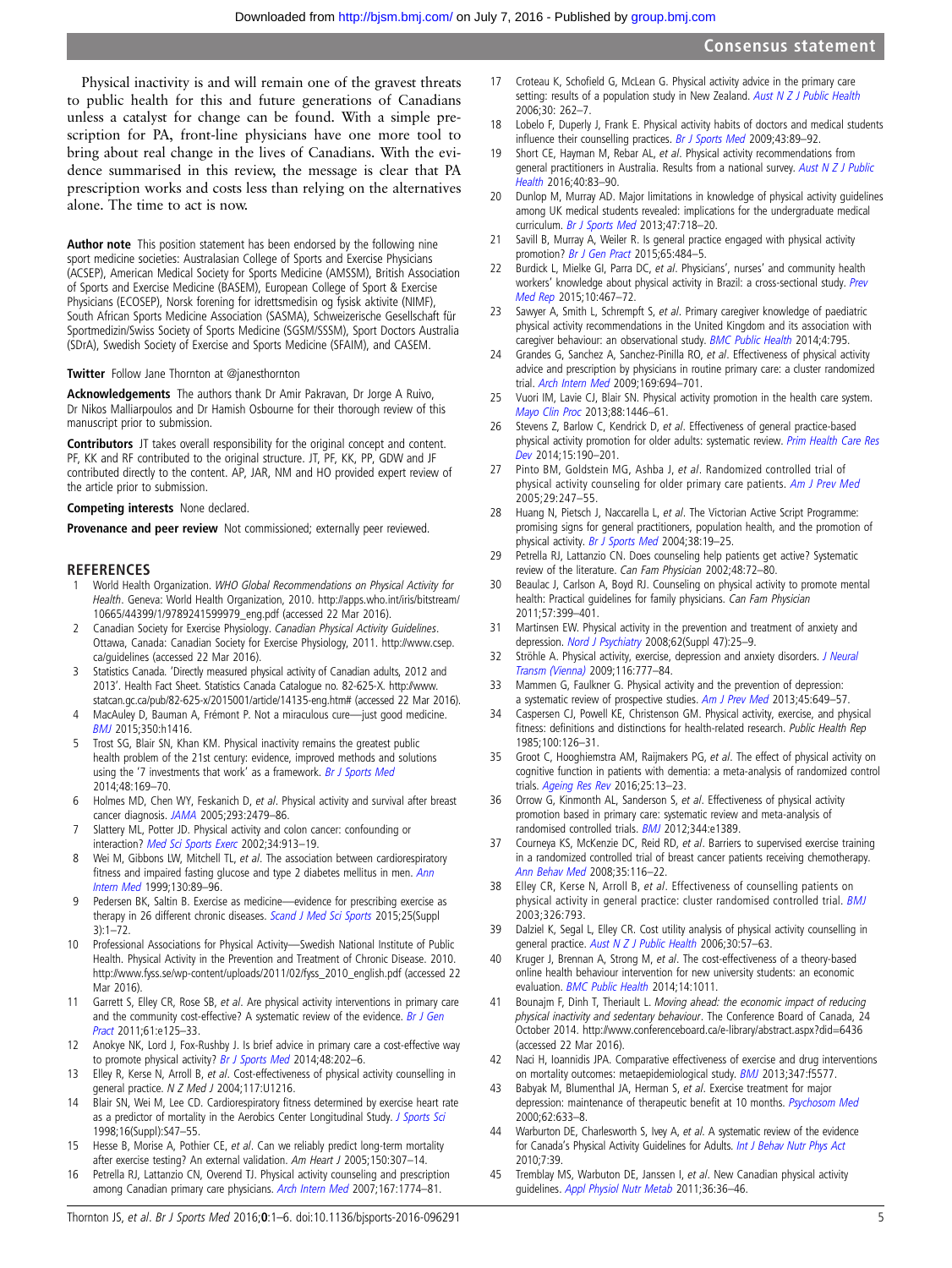Physical inactivity is and will remain one of the gravest threats to public health for this and future generations of Canadians unless a catalyst for change can be found. With a simple prescription for PA, front-line physicians have one more tool to bring about real change in the lives of Canadians. With the evidence summarised in this review, the message is clear that PA prescription works and costs less than relying on the alternatives alone. The time to act is now.

**Author note** This position statement has been endorsed by the following nine sport medicine societies: Australasian College of Sports and Exercise Physicians (ACSEP), American Medical Society for Sports Medicine (AMSSM), British Association of Sports and Exercise Medicine (BASEM), European College of Sport & Exercise Physicians (ECOSEP), Norsk forening for idrettsmedisin og fysisk aktivite (NIMF), South African Sports Medicine Association (SASMA), Schweizerische Gesellschaft für Sportmedizin/Swiss Society of Sports Medicine (SGSM/SSSM), Sport Doctors Australia (SDrA), Swedish Society of Exercise and Sports Medicine (SFAIM), and CASEM.

**Twitter** Follow Jane Thornton at @janesthornton

**Acknowledgements** The authors thank Dr Amir Pakravan, Dr Jorge A Ruivo, Dr Nikos Malliarpoulos and Dr Hamish Osbourne for their thorough review of this manuscript prior to submission.

**Contributors** JT takes overall responsibility for the original concept and content. PF, KK and RF contributed to the original structure. JT, PF, KK, PP, GDW and JF contributed directly to the content. AP, JAR, NM and HO provided expert review of the article prior to submission.

**Competing interests** None declared.

**Provenance and peer review** Not commissioned; externally peer reviewed.

## REFERENCES

1. World Health Organization. *WHO Global Recommendations on Physical Activity for Health*. Geneva: World Health Organization, 2010. http://apps.who.int/iris/bitstream/10665/44399/1/9789241599979_eng.pdf (accessed 22 Mar 2016).
2. Canadian Society for Exercise Physiology. *Canadian Physical Activity Guidelines*. Ottawa, Canada: Canadian Society for Exercise Physiology, 2011. http://www.csep.ca/guidelines (accessed 22 Mar 2016).
3. Statistics Canada. 'Directly measured physical activity of Canadian adults, 2012 and 2013'. Health Fact Sheet. Statistics Canada Catalogue no. 82-625-X. http://www.statcan.gc.ca/pub/82-625-x/2015001/article/14135-eng.htm# (accessed 22 Mar 2016).
4. MacAuley D, Bauman A, Frémont P. Not a miraculous cure—just good medicine. *BMJ* 2015;350:h1416.
5. Trost SG, Blair SN, Khan KM. Physical inactivity remains the greatest public health problem of the 21st century: evidence, improved methods and solutions using the '7 investments that work' as a framework. *Br J Sports Med* 2014;48:169–70.
6. Holmes MD, Chen WY, Feskanich D, *et al*. Physical activity and survival after breast cancer diagnosis. *JAMA* 2005;293:2479–86.
7. Slattery ML, Potter JD. Physical activity and colon cancer: confounding or interaction? *Med Sci Sports Exerc* 2002;34:913–19.
8. Wei M, Gibbons LW, Mitchell TL, *et al*. The association between cardiorespiratory fitness and impaired fasting glucose and type 2 diabetes mellitus in men. *Ann Intern Med* 1999;130:89–96.
9. Pedersen BK, Saltin B. Exercise as medicine—evidence for prescribing exercise as therapy in 26 different chronic diseases. *Scand J Med Sci Sports* 2015;25(Suppl 3):1–72.
10. Professional Associations for Physical Activity—Swedish National Institute of Public Health. Physical Activity in the Prevention and Treatment of Chronic Disease. 2010. http://www.fyss.se/wp-content/uploads/2011/02/fyss_2010_english.pdf (accessed 22 Mar 2016).
11. Garrett S, Elley CR, Rose SB, *et al*. Are physical activity interventions in primary care and the community cost-effective? A systematic review of the evidence. *Br J Gen Pract* 2011;61:e125–33.
12. Anokye NK, Lord J, Fox-Rushby J. Is brief advice in primary care a cost-effective way to promote physical activity? *Br J Sports Med* 2014;48:202–6.
13. Elley R, Kerse N, Arroll B, *et al*. Cost-effectiveness of physical activity counselling in general practice. *N Z Med J* 2004;117:U1216.
14. Blair SN, Wei M, Lee CD. Cardiorespiratory fitness determined by exercise heart rate as a predictor of mortality in the Aerobics Center Longitudinal Study. *J Sports Sci* 1998;16(Suppl):S47–55.
15. Hesse B, Morise A, Pothier CE, *et al*. Can we reliably predict long-term mortality after exercise testing? An external validation. *Am Heart J* 2005;150:307–14.
16. Petrella RJ, Lattanzio CN, Overend TJ. Physical activity counseling and prescription among Canadian primary care physicians. *Arch Intern Med* 2007;167:1774–81.
17. Croteau K, Schofield G, McLean G. Physical activity advice in the primary care setting: results of a population study in New Zealand. *Aust N Z J Public Health* 2006;30: 262–7.
18. Lobelo F, Duperly J, Frank E. Physical activity habits of doctors and medical students influence their counselling practices. *Br J Sports Med* 2009;43:89–92.
19. Short CE, Hayman M, Rebar AL, *et al*. Physical activity recommendations from general practitioners in Australia. Results from a national survey. *Aust N Z J Public Health* 2016;40:83–90.
20. Dunlop M, Murray AD. Major limitations in knowledge of physical activity guidelines among UK medical students revealed: implications for the undergraduate medical curriculum. *Br J Sports Med* 2013;47:718–20.
21. Savill B, Murray A, Weiler R. Is general practice engaged with physical activity promotion? *Br J Gen Pract* 2015;65:484–5.
22. Burdick L, Mielke GI, Parra DC, *et al*. Physicians', nurses' and community health workers' knowledge about physical activity in Brazil: a cross-sectional study. *Prev Med Rep* 2015;10:467–72.
23. Sawyer A, Smith L, Schrempft S, *et al*. Primary caregiver knowledge of paediatric physical activity recommendations in the United Kingdom and its association with caregiver behaviour: an observational study. *BMC Public Health* 2014;4:795.
24. Grandes G, Sanchez A, Sanchez-Pinilla RO, *et al*. Effectiveness of physical activity advice and prescription by physicians in routine primary care: a cluster randomized trial. *Arch Intern Med* 2009;169:694–701.
25. Vuori IM, Lavie CJ, Blair SN. Physical activity promotion in the health care system. *Mayo Clin Proc* 2013;88:1446–61.
26. Stevens Z, Barlow C, Kendrick D, *et al*. Effectiveness of general practice-based physical activity promotion for older adults: systematic review. *Prim Health Care Res Dev* 2014;15:190–201.
27. Pinto BM, Goldstein MG, Ashba J, *et al*. Randomized controlled trial of physical activity counseling for older primary care patients. *Am J Prev Med* 2005;29:247–55.
28. Huang N, Pietsch J, Naccarella L, *et al*. The Victorian Active Script Programme: promising signs for general practitioners, population health, and the promotion of physical activity. *Br J Sports Med* 2004;38:19–25.
29. Petrella RJ, Lattanzio CN. Does counseling help patients get active? Systematic review of the literature. *Can Fam Physician* 2002;48:72–80.
30. Beaulac J, Carlson A, Boyd RJ. Counseling on physical activity to promote mental health: Practical guidelines for family physicians. *Can Fam Physician* 2011;57:399–401.
31. Martinsen EW. Physical activity in the prevention and treatment of anxiety and depression. *Nord J Psychiatry* 2008;62(Suppl 47):25–9.
32. Ströhle A. Physical activity, exercise, depression and anxiety disorders. *J Neural Transm (Vienna)* 2009;116:777–84.
33. Mammen G, Faulkner G. Physical activity and the prevention of depression: a systematic review of prospective studies. *Am J Prev Med* 2013;45:649–57.
34. Caspersen CJ, Powell KE, Christenson GM. Physical activity, exercise, and physical fitness: definitions and distinctions for health-related research. *Public Health Rep* 1985;100:126–31.
35. Groot C, Hooghiemstra AM, Raijmakers PG, *et al*. The effect of physical activity on cognitive function in patients with dementia: a meta-analysis of randomized control trials. *Ageing Res Rev* 2016;25:13–23.
36. Orrow G, Kinmonth AL, Sanderson S, *et al*. Effectiveness of physical activity promotion based in primary care: systematic review and meta-analysis of randomised controlled trials. *BMJ* 2012;344:e1389.
37. Courneya KS, McKenzie DC, Reid RD, *et al*. Barriers to supervised exercise training in a randomized controlled trial of breast cancer patients receiving chemotherapy. *Ann Behav Med* 2008;35:116–22.
38. Elley CR, Kerse N, Arroll B, *et al*. Effectiveness of counselling patients on physical activity in general practice: cluster randomised controlled trial. *BMJ* 2003;326:793.
39. Dalziel K, Segal L, Elley CR. Cost utility analysis of physical activity counselling in general practice. *Aust N Z J Public Health* 2006;30:57–63.
40. Kruger J, Brennan A, Strong M, *et al*. The cost-effectiveness of a theory-based online health behaviour intervention for new university students: an economic evaluation. *BMC Public Health* 2014;14:1011.
41. Bounajm F, Dinh T, Theriault L. *Moving ahead: the economic impact of reducing physical inactivity and sedentary behaviour*. The Conference Board of Canada, 24 October 2014. http://www.conferenceboard.ca/e-library/abstract.aspx?did=6436 (accessed 22 Mar 2016).
42. Naci H, Ioannidis JPA. Comparative effectiveness of exercise and drug interventions on mortality outcomes: metaepidemiological study. *BMJ* 2013;347:f5577.
43. Babyak M, Blumenthal JA, Herman S, *et al*. Exercise treatment for major depression: maintenance of therapeutic benefit at 10 months. *Psychosom Med* 2000;62:633–8.
44. Warburton DE, Charlesworth S, Ivey A, *et al*. A systematic review of the evidence for Canada's Physical Activity Guidelines for Adults. *Int J Behav Nutr Phys Act* 2010;7:39.
45. Tremblay MS, Warburton DE, Janssen I, *et al*. New Canadian physical activity guidelines. *Appl Physiol Nutr Metab* 2011;36:36–46.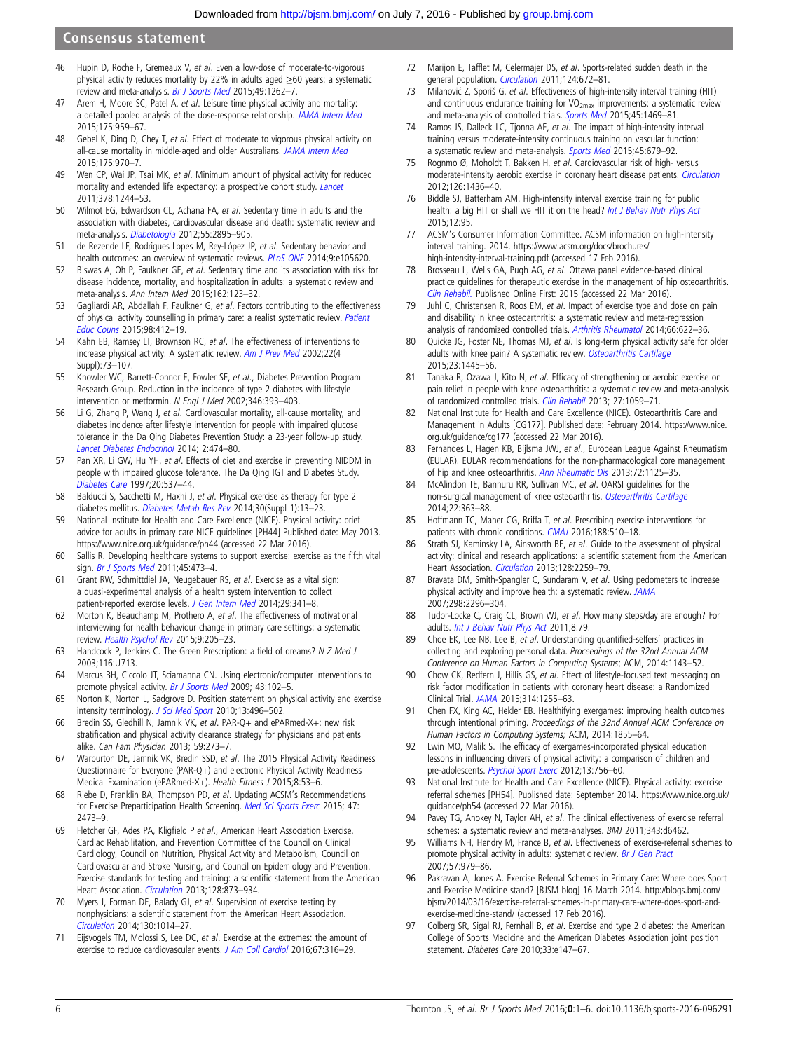46 Hupin D, Roche F, Gremeaux V, *et al*. Even a low-dose of moderate-to-vigorous physical activity reduces mortality by 22% in adults aged ≥60 years: a systematic review and meta-analysis. *Br J Sports Med* 2015;49:1262–7.

47 Arem H, Moore SC, Patel A, *et al*. Leisure time physical activity and mortality: a detailed pooled analysis of the dose-response relationship. *JAMA Intern Med* 2015;175:959–67.

48 Gebel K, Ding D, Chey T, *et al*. Effect of moderate to vigorous physical activity on all-cause mortality in middle-aged and older Australians. *JAMA Intern Med* 2015;175:970–7.

49 Wen CP, Wai JP, Tsai MK, *et al*. Minimum amount of physical activity for reduced mortality and extended life expectancy: a prospective cohort study. *Lancet* 2011;378:1244–53.

50 Wilmot EG, Edwardson CL, Achana FA, *et al*. Sedentary time in adults and the association with diabetes, cardiovascular disease and death: systematic review and meta-analysis. *Diabetologia* 2012;55:2895–905.

51 de Rezende LF, Rodrigues Lopes M, Rey-López JP, *et al*. Sedentary behavior and health outcomes: an overview of systematic reviews. *PLoS ONE* 2014;9:e105620.

52 Biswas A, Oh P, Faulkner GE, *et al*. Sedentary time and its association with risk for disease incidence, mortality, and hospitalization in adults: a systematic review and meta-analysis. *Ann Intern Med* 2015;162:123–32.

53 Gagliardi AR, Abdallah F, Faulkner G, *et al*. Factors contributing to the effectiveness of physical activity counselling in primary care: a realist systematic review. *Patient Educ Couns* 2015;98:412–19.

54 Kahn EB, Ramsey LT, Brownson RC, *et al*. The effectiveness of interventions to increase physical activity. A systematic review. *Am J Prev Med* 2002;22(4 Suppl):73–107.

55 Knowler WC, Barrett-Connor E, Fowler SE, *et al*., Diabetes Prevention Program Research Group. Reduction in the incidence of type 2 diabetes with lifestyle intervention or metformin. *N Engl J Med* 2002;346:393–403.

56 Li G, Zhang P, Wang J, *et al*. Cardiovascular mortality, all-cause mortality, and diabetes incidence after lifestyle intervention for people with impaired glucose tolerance in the Da Qing Diabetes Prevention Study: a 23-year follow-up study. *Lancet Diabetes Endocrinol* 2014; 2:474–80.

57 Pan XR, Li GW, Hu YH, *et al*. Effects of diet and exercise in preventing NIDDM in people with impaired glucose tolerance. The Da Qing IGT and Diabetes Study. *Diabetes Care* 1997;20:537–44.

58 Balducci S, Sacchetti M, Haxhi J, *et al*. Physical exercise as therapy for type 2 diabetes mellitus. *Diabetes Metab Res Rev* 2014;30(Suppl 1):13–23.

59 National Institute for Health and Care Excellence (NICE). Physical activity: brief advice for adults in primary care NICE guidelines [PH44] Published date: May 2013. https://www.nice.org.uk/guidance/ph44 (accessed 22 Mar 2016).

60 Sallis R. Developing healthcare systems to support exercise: exercise as the fifth vital sign. *Br J Sports Med* 2011;45:473–4.

61 Grant RW, Schmittdiel JA, Neugebauer RS, *et al*. Exercise as a vital sign: a quasi-experimental analysis of a health system intervention to collect patient-reported exercise levels. *J Gen Intern Med* 2014;29:341–8.

62 Morton K, Beauchamp M, Prothero A, *et al*. The effectiveness of motivational interviewing for health behaviour change in primary care settings: a systematic review. *Health Psychol Rev* 2015;9:205–23.

63 Handcock P, Jenkins C. The Green Prescription: a field of dreams? *N Z Med J* 2003;116:U713.

64 Marcus BH, Ciccolo JT, Sciamanna CN. Using electronic/computer interventions to promote physical activity. *Br J Sports Med* 2009; 43:102–5.

65 Norton K, Norton L, Sadgrove D. Position statement on physical activity and exercise intensity terminology. *J Sci Med Sport* 2010;13:496–502.

66 Bredin SS, Gledhill N, Jamnik VK, *et al*. PAR-Q+ and ePARmed-X+: new risk stratification and physical activity clearance strategy for physicians and patients alike. *Can Fam Physician* 2013; 59:273–7.

67 Warburton DE, Jamnik VK, Bredin SSD, *et al*. The 2015 Physical Activity Readiness Questionnaire for Everyone (PAR-Q+) and electronic Physical Activity Readiness Medical Examination (ePARmed-X+). *Health Fitness J* 2015;8:53–6.

68 Riebe D, Franklin BA, Thompson PD, *et al*. Updating ACSM's Recommendations for Exercise Preparticipation Health Screening. *Med Sci Sports Exerc* 2015; 47: 2473–9.

69 Fletcher GF, Ades PA, Kligfield P *et al*., American Heart Association Exercise, Cardiac Rehabilitation, and Prevention Committee of the Council on Clinical Cardiology, Council on Nutrition, Physical Activity and Metabolism, Council on Cardiovascular and Stroke Nursing, and Council on Epidemiology and Prevention. Exercise standards for testing and training: a scientific statement from the American Heart Association. *Circulation* 2013;128:873–934.

70 Myers J, Forman DE, Balady GJ, *et al*. Supervision of exercise testing by nonphysicians: a scientific statement from the American Heart Association. *Circulation* 2014;130:1014–27.

71 Eijsvogels TM, Molossi S, Lee DC, *et al*. Exercise at the extremes: the amount of exercise to reduce cardiovascular events. *J Am Coll Cardiol* 2016;67:316–29.

72 Marijon E, Tafflet M, Celermajer DS, *et al*. Sports-related sudden death in the general population. *Circulation* 2011;124:672–81.

73 Milanović Z, Sporiš G, *et al*. Effectiveness of high-intensity interval training (HIT) and continuous endurance training for $VO_{2max}$ improvements: a systematic review and meta-analysis of controlled trials. *Sports Med* 2015;45:1469–81.

74 Ramos JS, Dalleck LC, Tjonna AE, *et al*. The impact of high-intensity interval training versus moderate-intensity continuous training on vascular function: a systematic review and meta-analysis. *Sports Med* 2015;45:679–92.

75 Rognmo Ø, Moholdt T, Bakken H, *et al*. Cardiovascular risk of high- versus moderate-intensity aerobic exercise in coronary heart disease patients. *Circulation* 2012;126:1436–40.

76 Biddle SJ, Batterham AM. High-intensity interval exercise training for public health: a big HIT or shall we HIT it on the head? *Int J Behav Nutr Phys Act* 2015;12:95.

77 ACSM's Consumer Information Committee. ACSM information on high-intensity interval training. 2014. https://www.acsm.org/docs/brochures/high-intensity-interval-training.pdf (accessed 17 Feb 2016).

78 Brosseau L, Wells GA, Pugh AG, *et al*. Ottawa panel evidence-based clinical practice guidelines for therapeutic exercise in the management of hip osteoarthritis. *Clin Rehabil.* Published Online First: 2015 (accessed 22 Mar 2016).

79 Juhl C, Christensen R, Roos EM, *et al*. Impact of exercise type and dose on pain and disability in knee osteoarthritis: a systematic review and meta-regression analysis of randomized controlled trials. *Arthritis Rheumatol* 2014;66:622–36.

80 Quicke JG, Foster NE, Thomas MJ, *et al*. Is long-term physical activity safe for older adults with knee pain? A systematic review. *Osteoarthritis Cartilage* 2015;23:1445–56.

81 Tanaka R, Ozawa J, Kito N, *et al*. Efficacy of strengthening or aerobic exercise on pain relief in people with knee osteoarthritis: a systematic review and meta-analysis of randomized controlled trials. *Clin Rehabil* 2013; 27:1059–71.

82 National Institute for Health and Care Excellence (NICE). Osteoarthritis Care and Management in Adults [CG177]. Published date: February 2014. https://www.nice.org.uk/guidance/cg177 (accessed 22 Mar 2016).

83 Fernandes L, Hagen KB, Bijlsma JWJ, *et al*., European League Against Rheumatism (EULAR). EULAR recommendations for the non-pharmacological core management of hip and knee osteoarthritis. *Ann Rheumatic Dis* 2013;72:1125–35.

84 McAlindon TE, Bannuru RR, Sullivan MC, *et al*. OARSI guidelines for the non-surgical management of knee osteoarthritis. *Osteoarthritis Cartilage* 2014;22:363–88.

85 Hoffmann TC, Maher CG, Briffa T, *et al*. Prescribing exercise interventions for patients with chronic conditions. *CMAJ* 2016;188:510–18.

86 Strath SJ, Kaminsky LA, Ainsworth BE, *et al*. Guide to the assessment of physical activity: clinical and research applications: a scientific statement from the American Heart Association. *Circulation* 2013;128:2259–79.

87 Bravata DM, Smith-Spangler C, Sundaram V, *et al*. Using pedometers to increase physical activity and improve health: a systematic review. *JAMA* 2007;298:2296–304.

88 Tudor-Locke C, Craig CL, Brown WJ, *et al*. How many steps/day are enough? For adults. *Int J Behav Nutr Phys Act* 2011;8:79.

89 Choe EK, Lee NB, Lee B, *et al*. Understanding quantified-selfers' practices in collecting and exploring personal data. *Proceedings of the 32nd Annual ACM Conference on Human Factors in Computing Systems*; ACM, 2014:1143–52.

90 Chow CK, Redfern J, Hillis GS, *et al*. Effect of lifestyle-focused text messaging on risk factor modification in patients with coronary heart disease: a Randomized Clinical Trial. *JAMA* 2015;314:1255–63.

91 Chen FX, King AC, Hekler EB. Healthifying exergames: improving health outcomes through intentional priming. *Proceedings of the 32nd Annual ACM Conference on Human Factors in Computing Systems;* ACM, 2014:1855–64.

92 Lwin MO, Malik S. The efficacy of exergames-incorporated physical education lessons in influencing drivers of physical activity: a comparison of children and pre-adolescents. *Psychol Sport Exerc* 2012;13:756–60.

93 National Institute for Health and Care Excellence (NICE). Physical activity: exercise referral schemes [PH54]. Published date: September 2014. https://www.nice.org.uk/guidance/ph54 (accessed 22 Mar 2016).

94 Pavey TG, Anokey N, Taylor AH, *et al*. The clinical effectiveness of exercise referral schemes: a systematic review and meta-analyses. *BMJ* 2011;343:d6462.

95 Williams NH, Hendry M, France B, *et al*. Effectiveness of exercise-referral schemes to promote physical activity in adults: systematic review. *Br J Gen Pract* 2007;57:979–86.

96 Pakravan A, Jones A. Exercise Referral Schemes in Primary Care: Where does Sport and Exercise Medicine stand? [BJSM blog] 16 March 2014. http://blogs.bmj.com/bjsm/2014/03/16/exercise-referral-schemes-in-primary-care-where-does-sport-and-exercise-medicine-stand/ (accessed 17 Feb 2016).

97 Colberg SR, Sigal RJ, Fernhall B, *et al*. Exercise and type 2 diabetes: the American College of Sports Medicine and the American Diabetes Association joint position statement. *Diabetes Care* 2010;33:e147–67.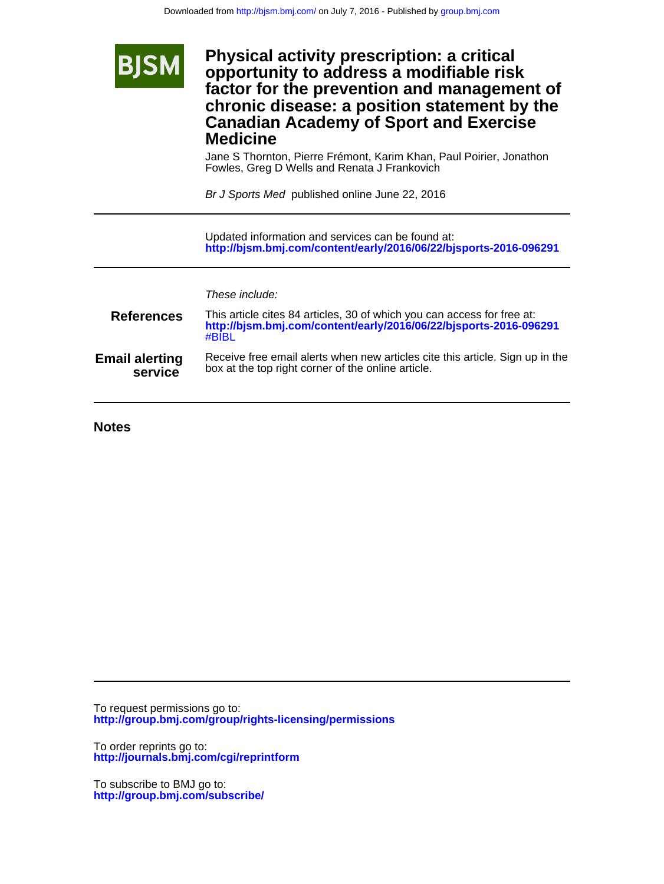Downloaded from http://bjsm.bmj.com/ on July 7, 2016 - Published by group.bmj.com

BJSM

# Physical activity prescription: a critical opportunity to address a modifiable risk factor for the prevention and management of chronic disease: a position statement by the Canadian Academy of Sport and Exercise Medicine

Jane S Thornton, Pierre Frémont, Karim Khan, Paul Poirier, Jonathon Fowles, Greg D Wells and Renata J Frankovich

*Br J Sports Med* published online June 22, 2016

Updated information and services can be found at:
**http://bjsm.bmj.com/content/early/2016/06/22/bjsports-2016-096291**

*These include:*

**References**

This article cites 84 articles, 30 of which you can access for free at:
**http://bjsm.bmj.com/content/early/2016/06/22/bjsports-2016-096291#BIBL**

**Email alerting service**

Receive free email alerts when new articles cite this article. Sign up in the box at the top right corner of the online article.

## Notes

To request permissions go to:
**http://group.bmj.com/group/rights-licensing/permissions**

To order reprints go to:
**http://journals.bmj.com/cgi/reprintform**

To subscribe to BMJ go to:
**http://group.bmj.com/subscribe/**